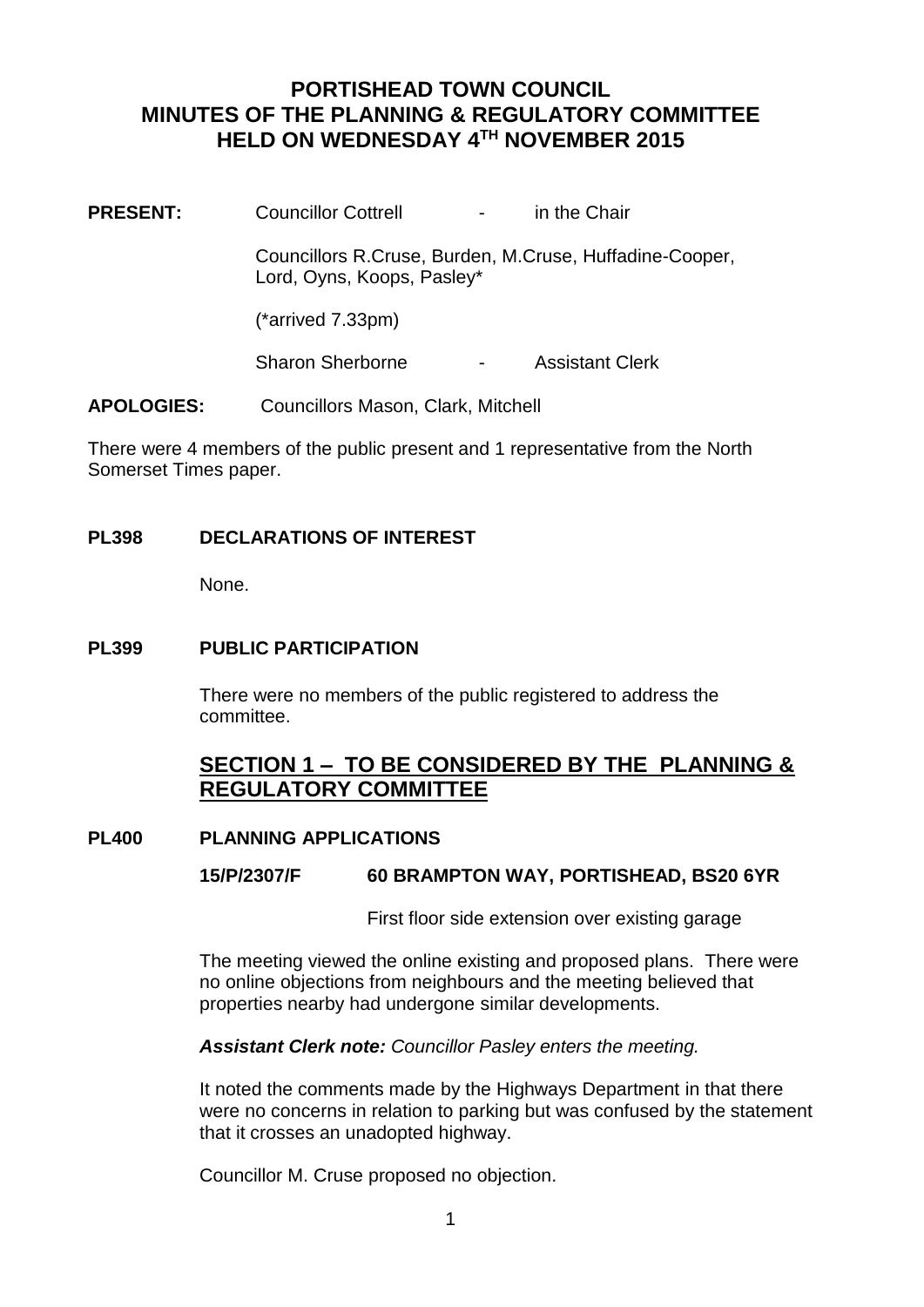# PORTISHEAD TOWN COUNCIL
# MINUTES OF THE PLANNING & REGULATORY COMMITTEE
# HELD ON WEDNESDAY 4TH NOVEMBER 2015

**PRESENT:** Councillor Cottrell - in the Chair

Councillors R.Cruse, Burden, M.Cruse, Huffadine-Cooper, Lord, Oyns, Koops, Pasley*

(*arrived 7.33pm)

Sharon Sherborne - Assistant Clerk

**APOLOGIES:** Councillors Mason, Clark, Mitchell

There were 4 members of the public present and 1 representative from the North Somerset Times paper.

**PL398 DECLARATIONS OF INTEREST**

None.

**PL399 PUBLIC PARTICIPATION**

There were no members of the public registered to address the committee.

## SECTION 1 – TO BE CONSIDERED BY THE PLANNING & REGULATORY COMMITTEE

**PL400 PLANNING APPLICATIONS**

**15/P/2307/F 60 BRAMPTON WAY, PORTISHEAD, BS20 6YR**

First floor side extension over existing garage

The meeting viewed the online existing and proposed plans. There were no online objections from neighbours and the meeting believed that properties nearby had undergone similar developments.

***Assistant Clerk note:*** *Councillor Pasley enters the meeting.*

It noted the comments made by the Highways Department in that there were no concerns in relation to parking but was confused by the statement that it crosses an unadopted highway.

Councillor M. Cruse proposed no objection.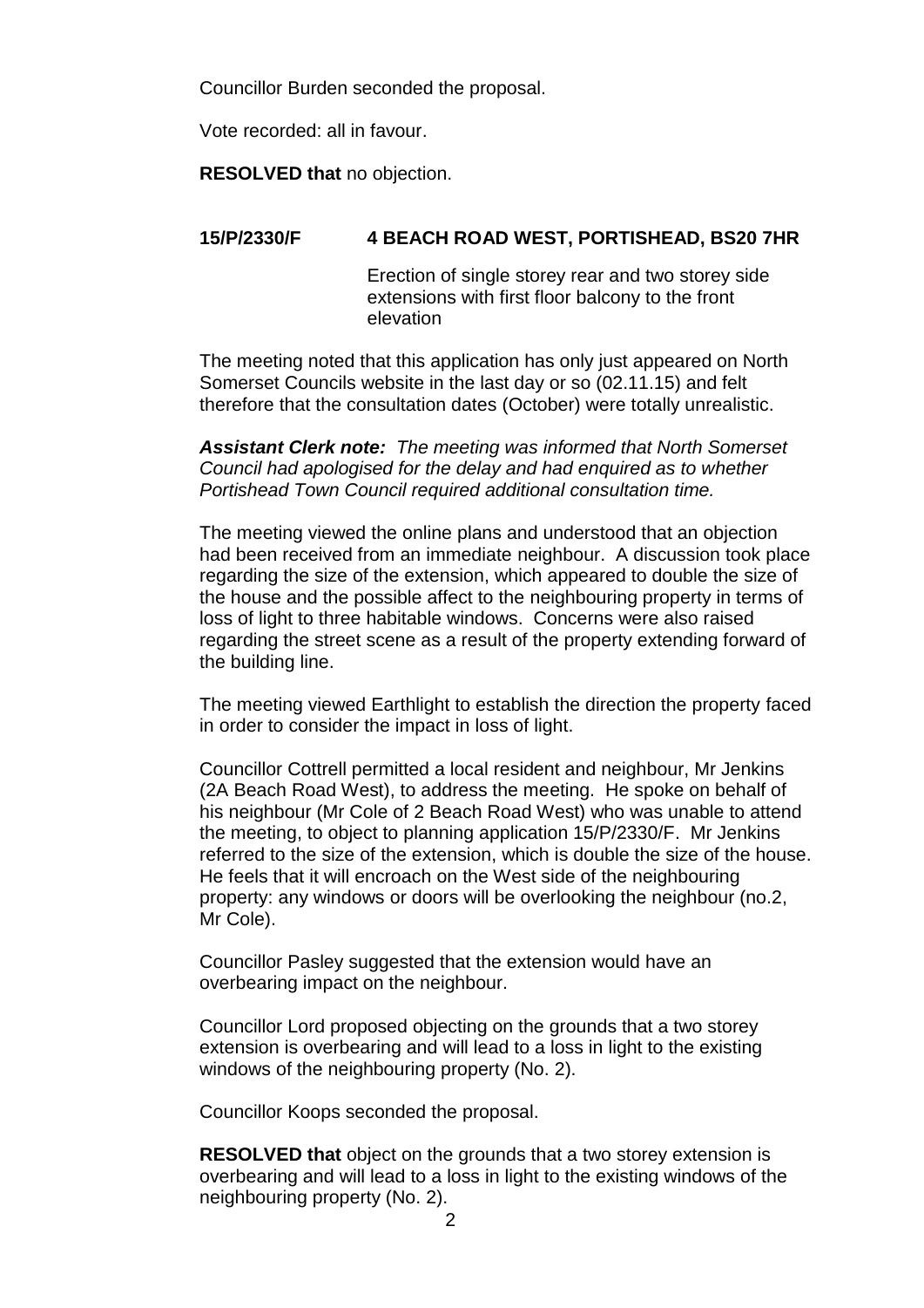Councillor Burden seconded the proposal.

Vote recorded: all in favour.

**RESOLVED that** no objection.

**15/P/2330/F 4 BEACH ROAD WEST, PORTISHEAD, BS20 7HR**

Erection of single storey rear and two storey side extensions with first floor balcony to the front elevation

The meeting noted that this application has only just appeared on North Somerset Councils website in the last day or so (02.11.15) and felt therefore that the consultation dates (October) were totally unrealistic.

***Assistant Clerk note:*** *The meeting was informed that North Somerset Council had apologised for the delay and had enquired as to whether Portishead Town Council required additional consultation time.*

The meeting viewed the online plans and understood that an objection had been received from an immediate neighbour. A discussion took place regarding the size of the extension, which appeared to double the size of the house and the possible affect to the neighbouring property in terms of loss of light to three habitable windows. Concerns were also raised regarding the street scene as a result of the property extending forward of the building line.

The meeting viewed Earthlight to establish the direction the property faced in order to consider the impact in loss of light.

Councillor Cottrell permitted a local resident and neighbour, Mr Jenkins (2A Beach Road West), to address the meeting. He spoke on behalf of his neighbour (Mr Cole of 2 Beach Road West) who was unable to attend the meeting, to object to planning application 15/P/2330/F. Mr Jenkins referred to the size of the extension, which is double the size of the house. He feels that it will encroach on the West side of the neighbouring property: any windows or doors will be overlooking the neighbour (no.2, Mr Cole).

Councillor Pasley suggested that the extension would have an overbearing impact on the neighbour.

Councillor Lord proposed objecting on the grounds that a two storey extension is overbearing and will lead to a loss in light to the existing windows of the neighbouring property (No. 2).

Councillor Koops seconded the proposal.

**RESOLVED that** object on the grounds that a two storey extension is overbearing and will lead to a loss in light to the existing windows of the neighbouring property (No. 2).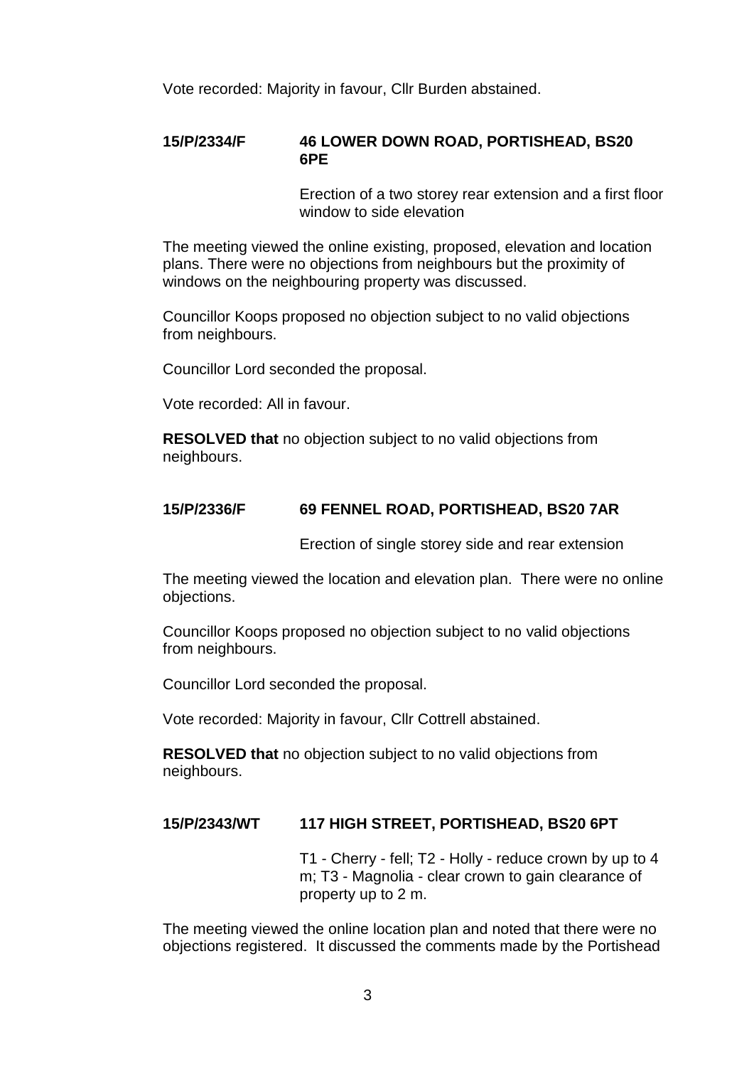Vote recorded: Majority in favour, Cllr Burden abstained.

**15/P/2334/F 46 LOWER DOWN ROAD, PORTISHEAD, BS20 6PE**

Erection of a two storey rear extension and a first floor window to side elevation

The meeting viewed the online existing, proposed, elevation and location plans. There were no objections from neighbours but the proximity of windows on the neighbouring property was discussed.

Councillor Koops proposed no objection subject to no valid objections from neighbours.

Councillor Lord seconded the proposal.

Vote recorded: All in favour.

**RESOLVED that** no objection subject to no valid objections from neighbours.

**15/P/2336/F 69 FENNEL ROAD, PORTISHEAD, BS20 7AR**

Erection of single storey side and rear extension

The meeting viewed the location and elevation plan. There were no online objections.

Councillor Koops proposed no objection subject to no valid objections from neighbours.

Councillor Lord seconded the proposal.

Vote recorded: Majority in favour, Cllr Cottrell abstained.

**RESOLVED that** no objection subject to no valid objections from neighbours.

**15/P/2343/WT 117 HIGH STREET, PORTISHEAD, BS20 6PT**

T1 - Cherry - fell; T2 - Holly - reduce crown by up to 4 m; T3 - Magnolia - clear crown to gain clearance of property up to 2 m.

The meeting viewed the online location plan and noted that there were no objections registered. It discussed the comments made by the Portishead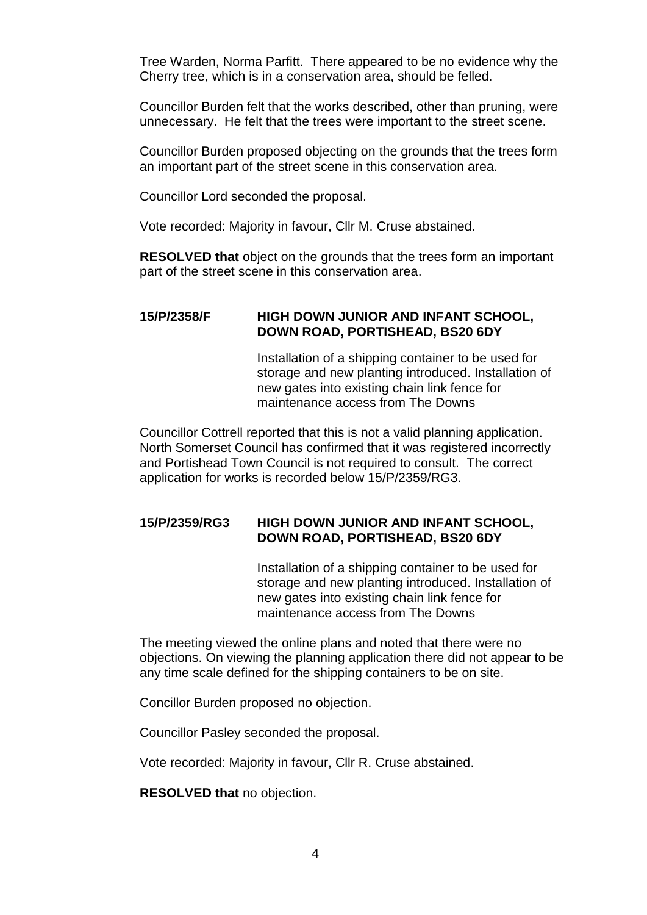Tree Warden, Norma Parfitt. There appeared to be no evidence why the Cherry tree, which is in a conservation area, should be felled.

Councillor Burden felt that the works described, other than pruning, were unnecessary. He felt that the trees were important to the street scene.

Councillor Burden proposed objecting on the grounds that the trees form an important part of the street scene in this conservation area.

Councillor Lord seconded the proposal.

Vote recorded: Majority in favour, Cllr M. Cruse abstained.

**RESOLVED that** object on the grounds that the trees form an important part of the street scene in this conservation area.

**15/P/2358/F HIGH DOWN JUNIOR AND INFANT SCHOOL, DOWN ROAD, PORTISHEAD, BS20 6DY**

Installation of a shipping container to be used for storage and new planting introduced. Installation of new gates into existing chain link fence for maintenance access from The Downs

Councillor Cottrell reported that this is not a valid planning application. North Somerset Council has confirmed that it was registered incorrectly and Portishead Town Council is not required to consult. The correct application for works is recorded below 15/P/2359/RG3.

**15/P/2359/RG3 HIGH DOWN JUNIOR AND INFANT SCHOOL, DOWN ROAD, PORTISHEAD, BS20 6DY**

Installation of a shipping container to be used for storage and new planting introduced. Installation of new gates into existing chain link fence for maintenance access from The Downs

The meeting viewed the online plans and noted that there were no objections. On viewing the planning application there did not appear to be any time scale defined for the shipping containers to be on site.

Concillor Burden proposed no objection.

Councillor Pasley seconded the proposal.

Vote recorded: Majority in favour, Cllr R. Cruse abstained.

**RESOLVED that** no objection.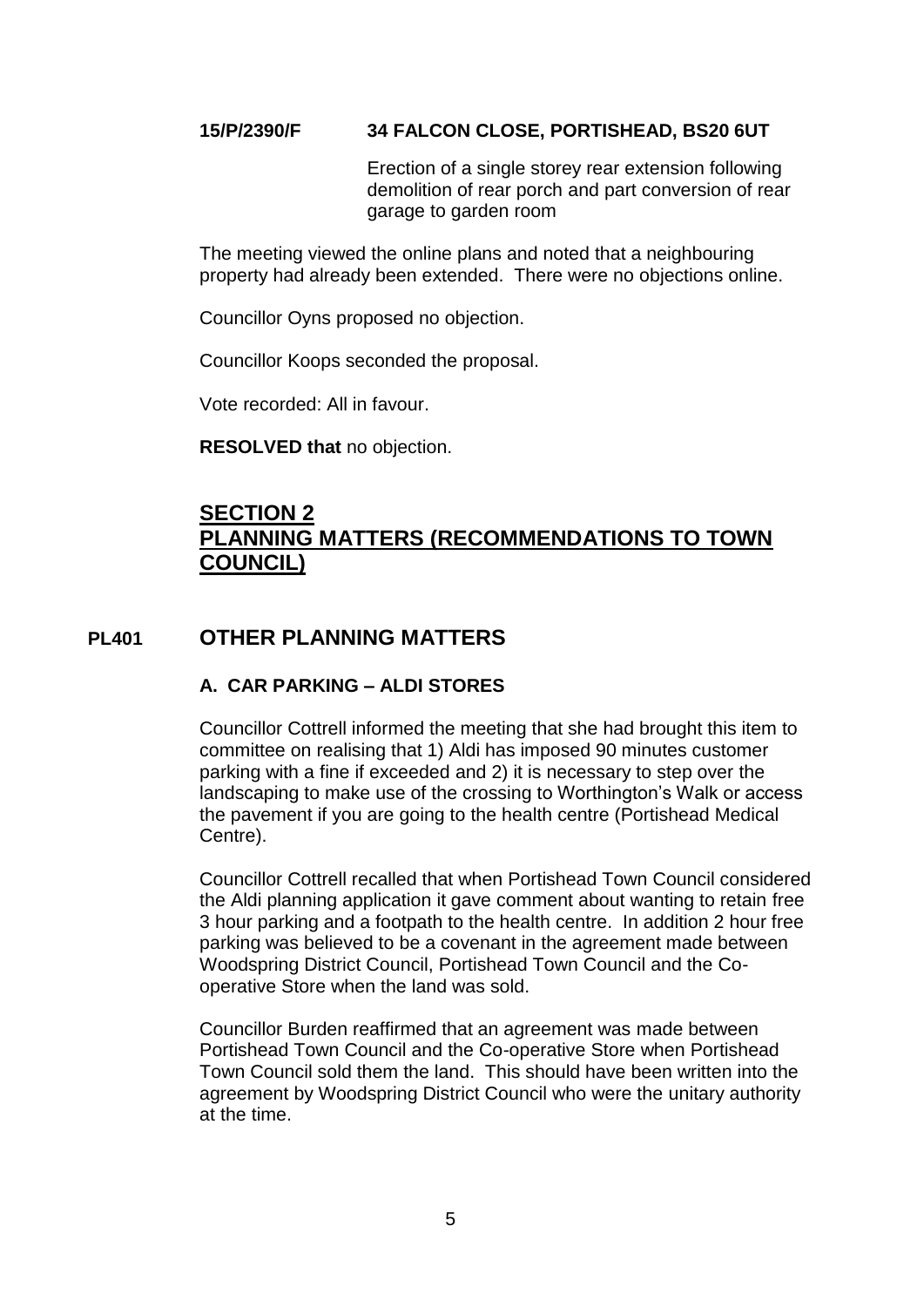**15/P/2390/F 34 FALCON CLOSE, PORTISHEAD, BS20 6UT**

Erection of a single storey rear extension following demolition of rear porch and part conversion of rear garage to garden room

The meeting viewed the online plans and noted that a neighbouring property had already been extended. There were no objections online.

Councillor Oyns proposed no objection.

Councillor Koops seconded the proposal.

Vote recorded: All in favour.

**RESOLVED that** no objection.

## SECTION 2
## PLANNING MATTERS (RECOMMENDATIONS TO TOWN COUNCIL)

## PL401 OTHER PLANNING MATTERS

### A. CAR PARKING – ALDI STORES

Councillor Cottrell informed the meeting that she had brought this item to committee on realising that 1) Aldi has imposed 90 minutes customer parking with a fine if exceeded and 2) it is necessary to step over the landscaping to make use of the crossing to Worthington's Walk or access the pavement if you are going to the health centre (Portishead Medical Centre).

Councillor Cottrell recalled that when Portishead Town Council considered the Aldi planning application it gave comment about wanting to retain free 3 hour parking and a footpath to the health centre. In addition 2 hour free parking was believed to be a covenant in the agreement made between Woodspring District Council, Portishead Town Council and the Co-operative Store when the land was sold.

Councillor Burden reaffirmed that an agreement was made between Portishead Town Council and the Co-operative Store when Portishead Town Council sold them the land. This should have been written into the agreement by Woodspring District Council who were the unitary authority at the time.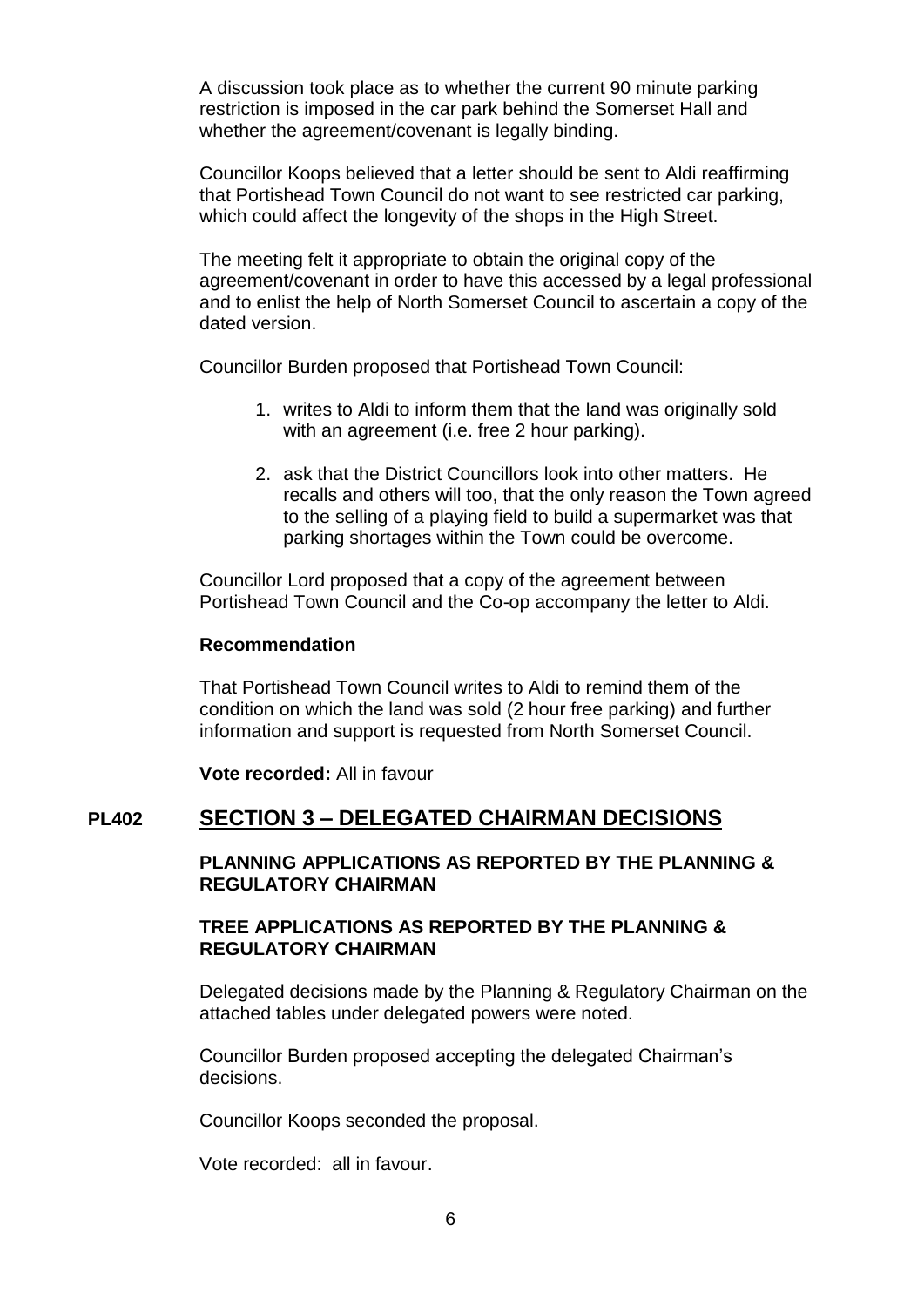A discussion took place as to whether the current 90 minute parking restriction is imposed in the car park behind the Somerset Hall and whether the agreement/covenant is legally binding.

Councillor Koops believed that a letter should be sent to Aldi reaffirming that Portishead Town Council do not want to see restricted car parking, which could affect the longevity of the shops in the High Street.

The meeting felt it appropriate to obtain the original copy of the agreement/covenant in order to have this accessed by a legal professional and to enlist the help of North Somerset Council to ascertain a copy of the dated version.

Councillor Burden proposed that Portishead Town Council:

1. writes to Aldi to inform them that the land was originally sold with an agreement (i.e. free 2 hour parking).
2. ask that the District Councillors look into other matters. He recalls and others will too, that the only reason the Town agreed to the selling of a playing field to build a supermarket was that parking shortages within the Town could be overcome.

Councillor Lord proposed that a copy of the agreement between Portishead Town Council and the Co-op accompany the letter to Aldi.

**Recommendation**

That Portishead Town Council writes to Aldi to remind them of the condition on which the land was sold (2 hour free parking) and further information and support is requested from North Somerset Council.

**Vote recorded:** All in favour

## PL402 SECTION 3 – DELEGATED CHAIRMAN DECISIONS

### PLANNING APPLICATIONS AS REPORTED BY THE PLANNING & REGULATORY CHAIRMAN

### TREE APPLICATIONS AS REPORTED BY THE PLANNING & REGULATORY CHAIRMAN

Delegated decisions made by the Planning & Regulatory Chairman on the attached tables under delegated powers were noted.

Councillor Burden proposed accepting the delegated Chairman's decisions.

Councillor Koops seconded the proposal.

Vote recorded: all in favour.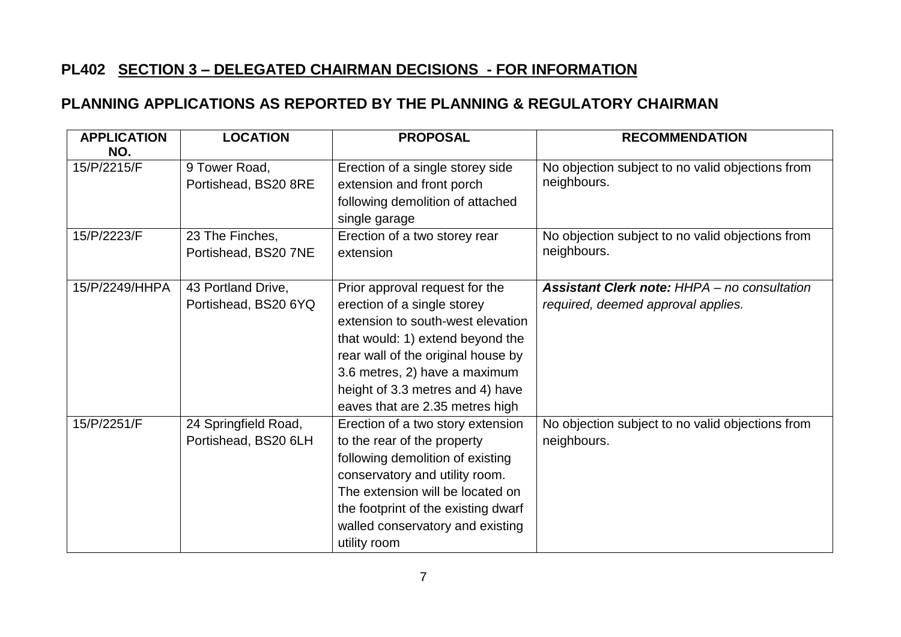## PL402 SECTION 3 – DELEGATED CHAIRMAN DECISIONS - FOR INFORMATION

## PLANNING APPLICATIONS AS REPORTED BY THE PLANNING & REGULATORY CHAIRMAN

| APPLICATION NO. | LOCATION | PROPOSAL | RECOMMENDATION |
|---|---|---|---|
| 15/P/2215/F | 9 Tower Road, Portishead, BS20 8RE | Erection of a single storey side extension and front porch following demolition of attached single garage | No objection subject to no valid objections from neighbours. |
| 15/P/2223/F | 23 The Finches, Portishead, BS20 7NE | Erection of a two storey rear extension | No objection subject to no valid objections from neighbours. |
| 15/P/2249/HHPA | 43 Portland Drive, Portishead, BS20 6YQ | Prior approval request for the erection of a single storey extension to south-west elevation that would: 1) extend beyond the rear wall of the original house by 3.6 metres, 2) have a maximum height of 3.3 metres and 4) have eaves that are 2.35 metres high | ***Assistant Clerk note:*** *HHPA – no consultation required, deemed approval applies.* |
| 15/P/2251/F | 24 Springfield Road, Portishead, BS20 6LH | Erection of a two story extension to the rear of the property following demolition of existing conservatory and utility room. The extension will be located on the footprint of the existing dwarf walled conservatory and existing utility room | No objection subject to no valid objections from neighbours. |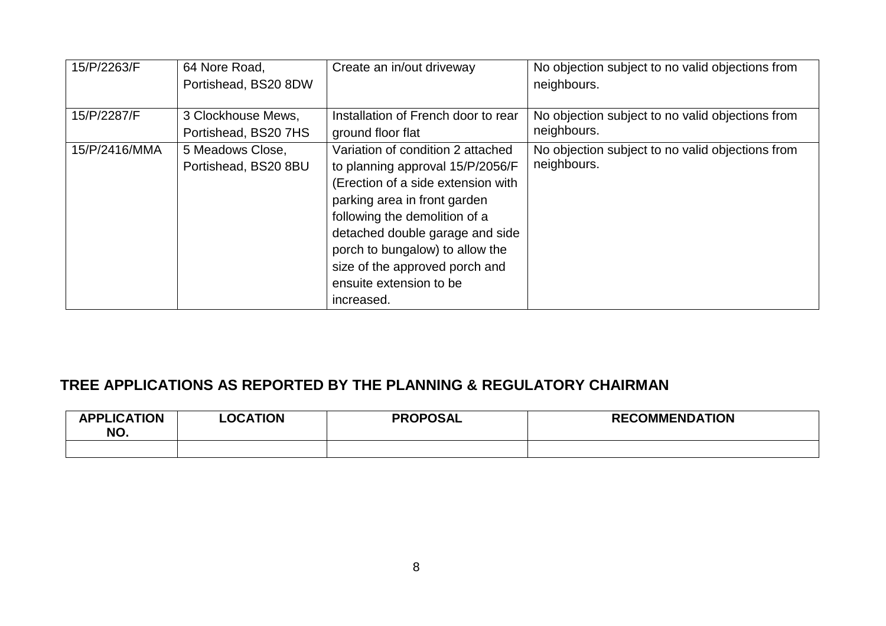| | | | |
|---|---|---|---|
| 15/P/2263/F | 64 Nore Road, Portishead, BS20 8DW | Create an in/out driveway | No objection subject to no valid objections from neighbours. |
| 15/P/2287/F | 3 Clockhouse Mews, Portishead, BS20 7HS | Installation of French door to rear ground floor flat | No objection subject to no valid objections from neighbours. |
| 15/P/2416/MMA | 5 Meadows Close, Portishead, BS20 8BU | Variation of condition 2 attached to planning approval 15/P/2056/F (Erection of a side extension with parking area in front garden following the demolition of a detached double garage and side porch to bungalow) to allow the size of the approved porch and ensuite extension to be increased. | No objection subject to no valid objections from neighbours. |

## TREE APPLICATIONS AS REPORTED BY THE PLANNING & REGULATORY CHAIRMAN

| APPLICATION NO. | LOCATION | PROPOSAL | RECOMMENDATION |
|---|---|---|---|
| | | | |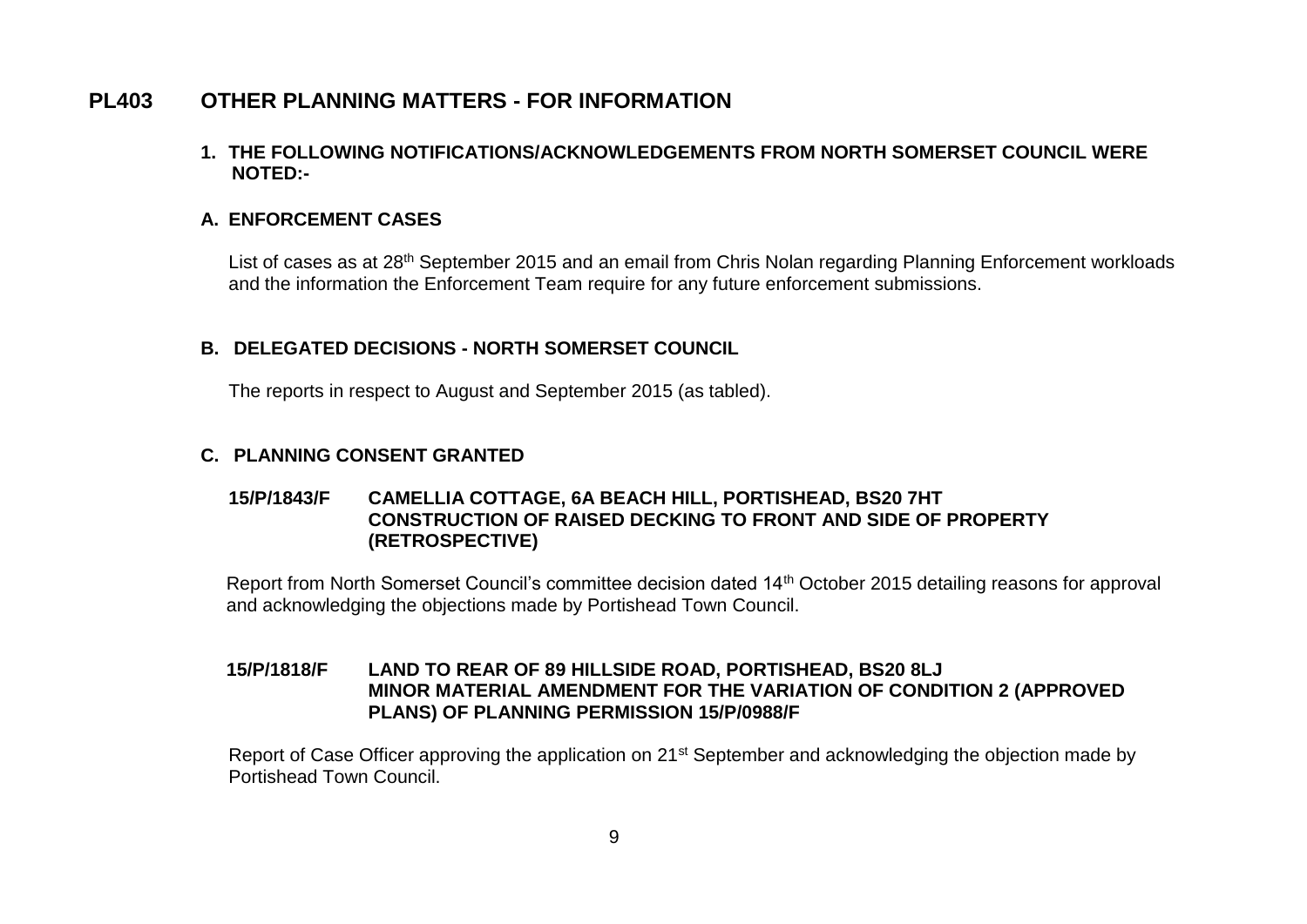## PL403 OTHER PLANNING MATTERS - FOR INFORMATION

### 1. THE FOLLOWING NOTIFICATIONS/ACKNOWLEDGEMENTS FROM NORTH SOMERSET COUNCIL WERE NOTED:-

### A. ENFORCEMENT CASES

List of cases as at 28th September 2015 and an email from Chris Nolan regarding Planning Enforcement workloads and the information the Enforcement Team require for any future enforcement submissions.

### B. DELEGATED DECISIONS - NORTH SOMERSET COUNCIL

The reports in respect to August and September 2015 (as tabled).

### C. PLANNING CONSENT GRANTED

**15/P/1843/F CAMELLIA COTTAGE, 6A BEACH HILL, PORTISHEAD, BS20 7HT CONSTRUCTION OF RAISED DECKING TO FRONT AND SIDE OF PROPERTY (RETROSPECTIVE)**

Report from North Somerset Council's committee decision dated 14th October 2015 detailing reasons for approval and acknowledging the objections made by Portishead Town Council.

**15/P/1818/F LAND TO REAR OF 89 HILLSIDE ROAD, PORTISHEAD, BS20 8LJ MINOR MATERIAL AMENDMENT FOR THE VARIATION OF CONDITION 2 (APPROVED PLANS) OF PLANNING PERMISSION 15/P/0988/F**

Report of Case Officer approving the application on 21st September and acknowledging the objection made by Portishead Town Council.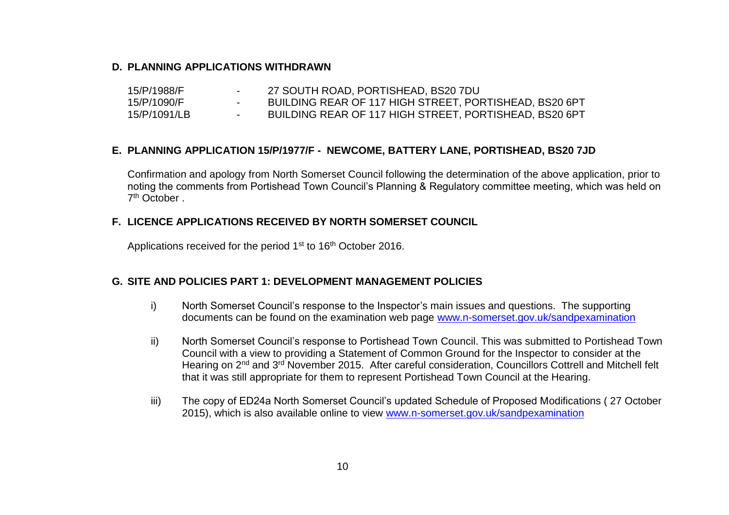## D. PLANNING APPLICATIONS WITHDRAWN

| | | |
|---|---|---|
| 15/P/1988/F | - | 27 SOUTH ROAD, PORTISHEAD, BS20 7DU |
| 15/P/1090/F | - | BUILDING REAR OF 117 HIGH STREET, PORTISHEAD, BS20 6PT |
| 15/P/1091/LB | - | BUILDING REAR OF 117 HIGH STREET, PORTISHEAD, BS20 6PT |

## E. PLANNING APPLICATION 15/P/1977/F - NEWCOME, BATTERY LANE, PORTISHEAD, BS20 7JD

Confirmation and apology from North Somerset Council following the determination of the above application, prior to noting the comments from Portishead Town Council's Planning & Regulatory committee meeting, which was held on 7th October .

## F. LICENCE APPLICATIONS RECEIVED BY NORTH SOMERSET COUNCIL

Applications received for the period 1st to 16th October 2016.

## G. SITE AND POLICIES PART 1: DEVELOPMENT MANAGEMENT POLICIES

i) North Somerset Council's response to the Inspector's main issues and questions. The supporting documents can be found on the examination web page www.n-somerset.gov.uk/sandpexamination

ii) North Somerset Council's response to Portishead Town Council. This was submitted to Portishead Town Council with a view to providing a Statement of Common Ground for the Inspector to consider at the Hearing on 2nd and 3rd November 2015. After careful consideration, Councillors Cottrell and Mitchell felt that it was still appropriate for them to represent Portishead Town Council at the Hearing.

iii) The copy of ED24a North Somerset Council's updated Schedule of Proposed Modifications ( 27 October 2015), which is also available online to view www.n-somerset.gov.uk/sandpexamination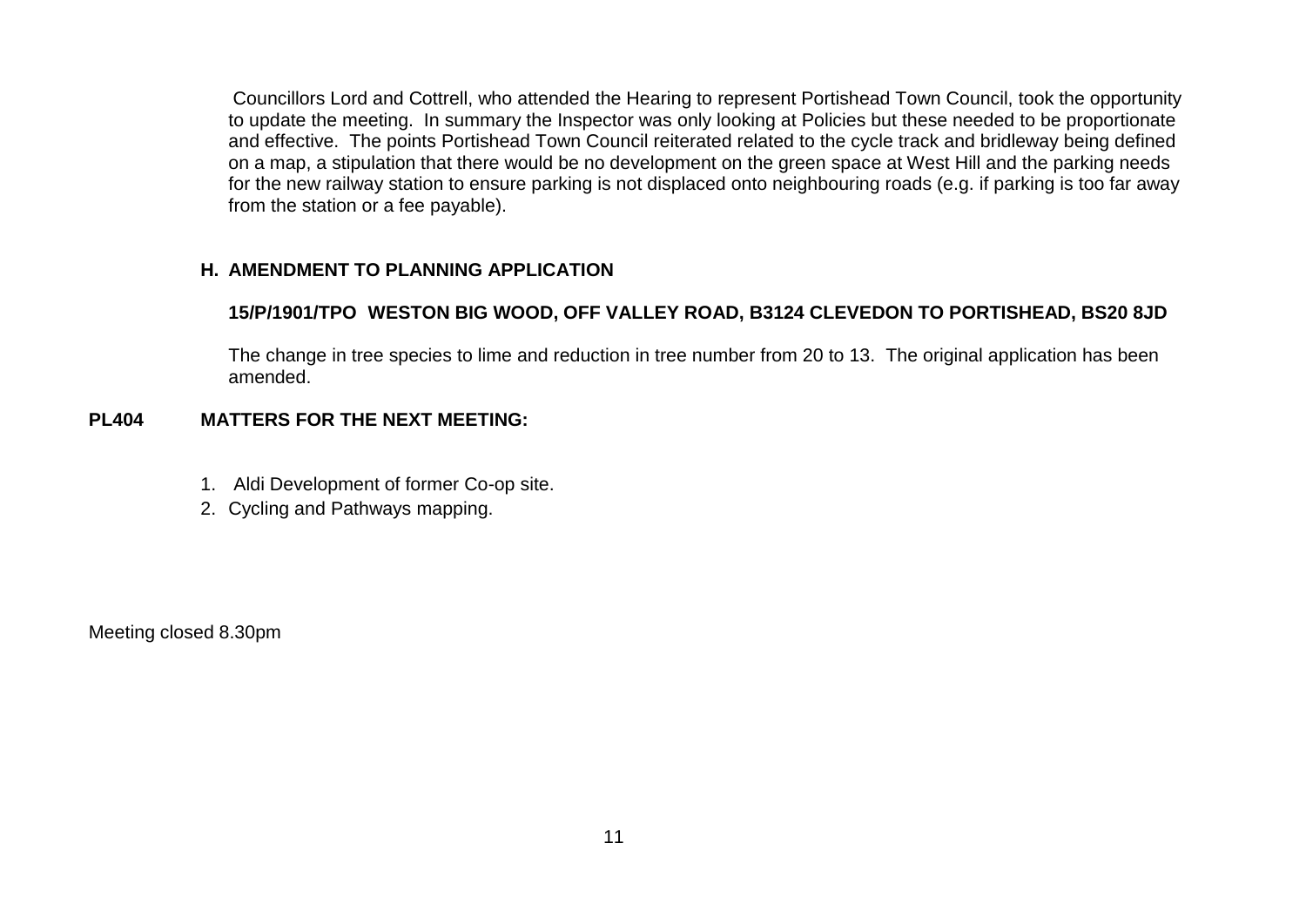Councillors Lord and Cottrell, who attended the Hearing to represent Portishead Town Council, took the opportunity to update the meeting. In summary the Inspector was only looking at Policies but these needed to be proportionate and effective. The points Portishead Town Council reiterated related to the cycle track and bridleway being defined on a map, a stipulation that there would be no development on the green space at West Hill and the parking needs for the new railway station to ensure parking is not displaced onto neighbouring roads (e.g. if parking is too far away from the station or a fee payable).

**H. AMENDMENT TO PLANNING APPLICATION**

**15/P/1901/TPO WESTON BIG WOOD, OFF VALLEY ROAD, B3124 CLEVEDON TO PORTISHEAD, BS20 8JD**

The change in tree species to lime and reduction in tree number from 20 to 13. The original application has been amended.

**PL404 MATTERS FOR THE NEXT MEETING:**

1. Aldi Development of former Co-op site.
2. Cycling and Pathways mapping.

Meeting closed 8.30pm